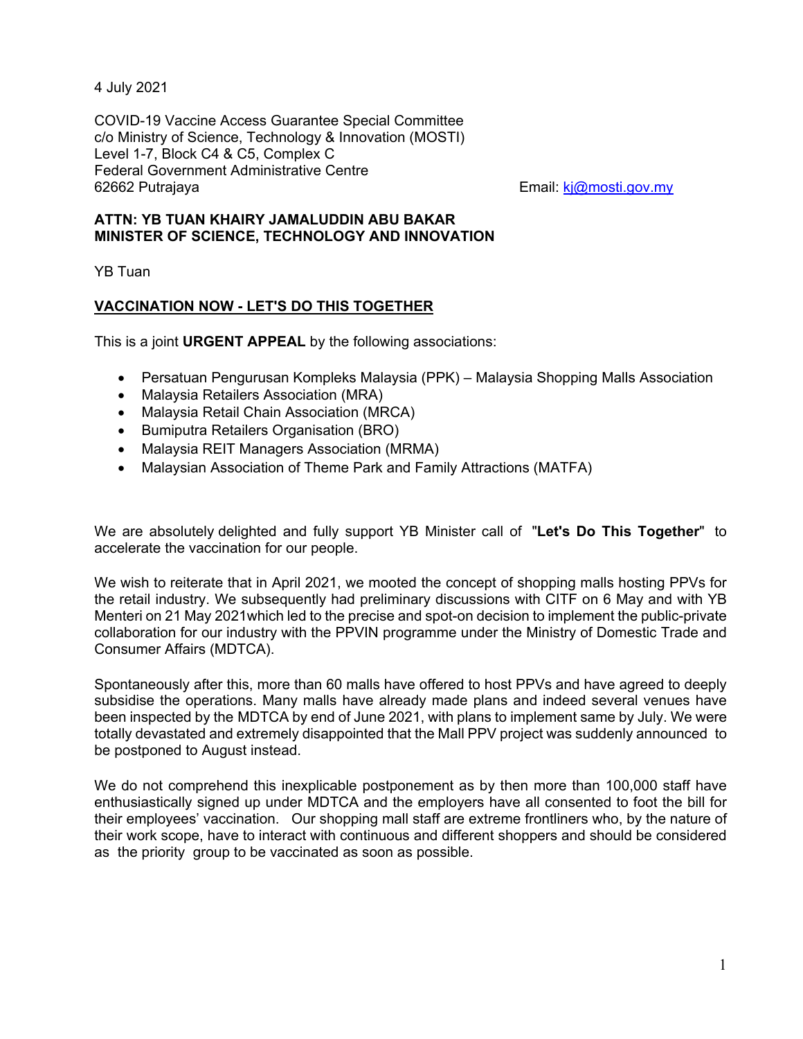4 July 2021

COVID-19 Vaccine Access Guarantee Special Committee
c/o Ministry of Science, Technology & Innovation (MOSTI)
Level 1-7, Block C4 & C5, Complex C
Federal Government Administrative Centre
62662 Putrajaya

Email: kj@mosti.gov.my

**ATTN: YB TUAN KHAIRY JAMALUDDIN ABU BAKAR**
**MINISTER OF SCIENCE, TECHNOLOGY AND INNOVATION**

YB Tuan

**VACCINATION NOW - LET'S DO THIS TOGETHER**

This is a joint **URGENT APPEAL** by the following associations:

- Persatuan Pengurusan Kompleks Malaysia (PPK) – Malaysia Shopping Malls Association
- Malaysia Retailers Association (MRA)
- Malaysia Retail Chain Association (MRCA)
- Bumiputra Retailers Organisation (BRO)
- Malaysia REIT Managers Association (MRMA)
- Malaysian Association of Theme Park and Family Attractions (MATFA)

We are absolutely delighted and fully support YB Minister call of "**Let's Do This Together**" to accelerate the vaccination for our people.

We wish to reiterate that in April 2021, we mooted the concept of shopping malls hosting PPVs for the retail industry. We subsequently had preliminary discussions with CITF on 6 May and with YB Menteri on 21 May 2021which led to the precise and spot-on decision to implement the public-private collaboration for our industry with the PPVIN programme under the Ministry of Domestic Trade and Consumer Affairs (MDTCA).

Spontaneously after this, more than 60 malls have offered to host PPVs and have agreed to deeply subsidise the operations. Many malls have already made plans and indeed several venues have been inspected by the MDTCA by end of June 2021, with plans to implement same by July. We were totally devastated and extremely disappointed that the Mall PPV project was suddenly announced to be postponed to August instead.

We do not comprehend this inexplicable postponement as by then more than 100,000 staff have enthusiastically signed up under MDTCA and the employers have all consented to foot the bill for their employees' vaccination. Our shopping mall staff are extreme frontliners who, by the nature of their work scope, have to interact with continuous and different shoppers and should be considered as the priority group to be vaccinated as soon as possible.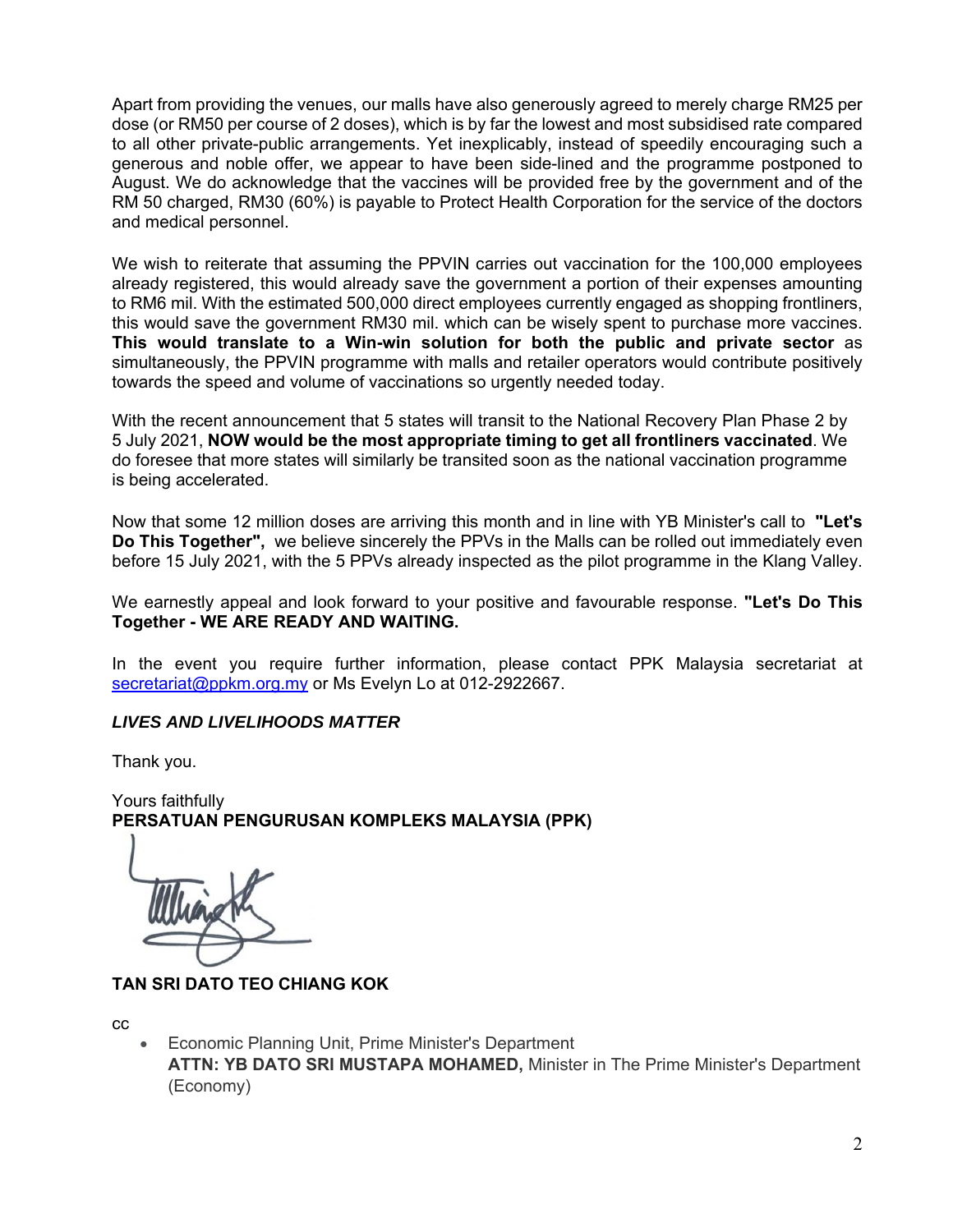Apart from providing the venues, our malls have also generously agreed to merely charge RM25 per dose (or RM50 per course of 2 doses), which is by far the lowest and most subsidised rate compared to all other private-public arrangements. Yet inexplicably, instead of speedily encouraging such a generous and noble offer, we appear to have been side-lined and the programme postponed to August. We do acknowledge that the vaccines will be provided free by the government and of the RM 50 charged, RM30 (60%) is payable to Protect Health Corporation for the service of the doctors and medical personnel.

We wish to reiterate that assuming the PPVIN carries out vaccination for the 100,000 employees already registered, this would already save the government a portion of their expenses amounting to RM6 mil. With the estimated 500,000 direct employees currently engaged as shopping frontliners, this would save the government RM30 mil. which can be wisely spent to purchase more vaccines. **This would translate to a Win-win solution for both the public and private sector** as simultaneously, the PPVIN programme with malls and retailer operators would contribute positively towards the speed and volume of vaccinations so urgently needed today.

With the recent announcement that 5 states will transit to the National Recovery Plan Phase 2 by 5 July 2021, **NOW would be the most appropriate timing to get all frontliners vaccinated**. We do foresee that more states will similarly be transited soon as the national vaccination programme is being accelerated.

Now that some 12 million doses are arriving this month and in line with YB Minister's call to **"Let's Do This Together",** we believe sincerely the PPVs in the Malls can be rolled out immediately even before 15 July 2021, with the 5 PPVs already inspected as the pilot programme in the Klang Valley.

We earnestly appeal and look forward to your positive and favourable response. **"Let's Do This Together - WE ARE READY AND WAITING.**

In the event you require further information, please contact PPK Malaysia secretariat at secretariat@ppkm.org.my or Ms Evelyn Lo at 012-2922667.

***LIVES AND LIVELIHOODS MATTER***

Thank you.

Yours faithfully
**PERSATUAN PENGURUSAN KOMPLEKS MALAYSIA (PPK)**

**TAN SRI DATO TEO CHIANG KOK**

cc

- Economic Planning Unit, Prime Minister's Department
  **ATTN: YB DATO SRI MUSTAPA MOHAMED,** Minister in The Prime Minister's Department (Economy)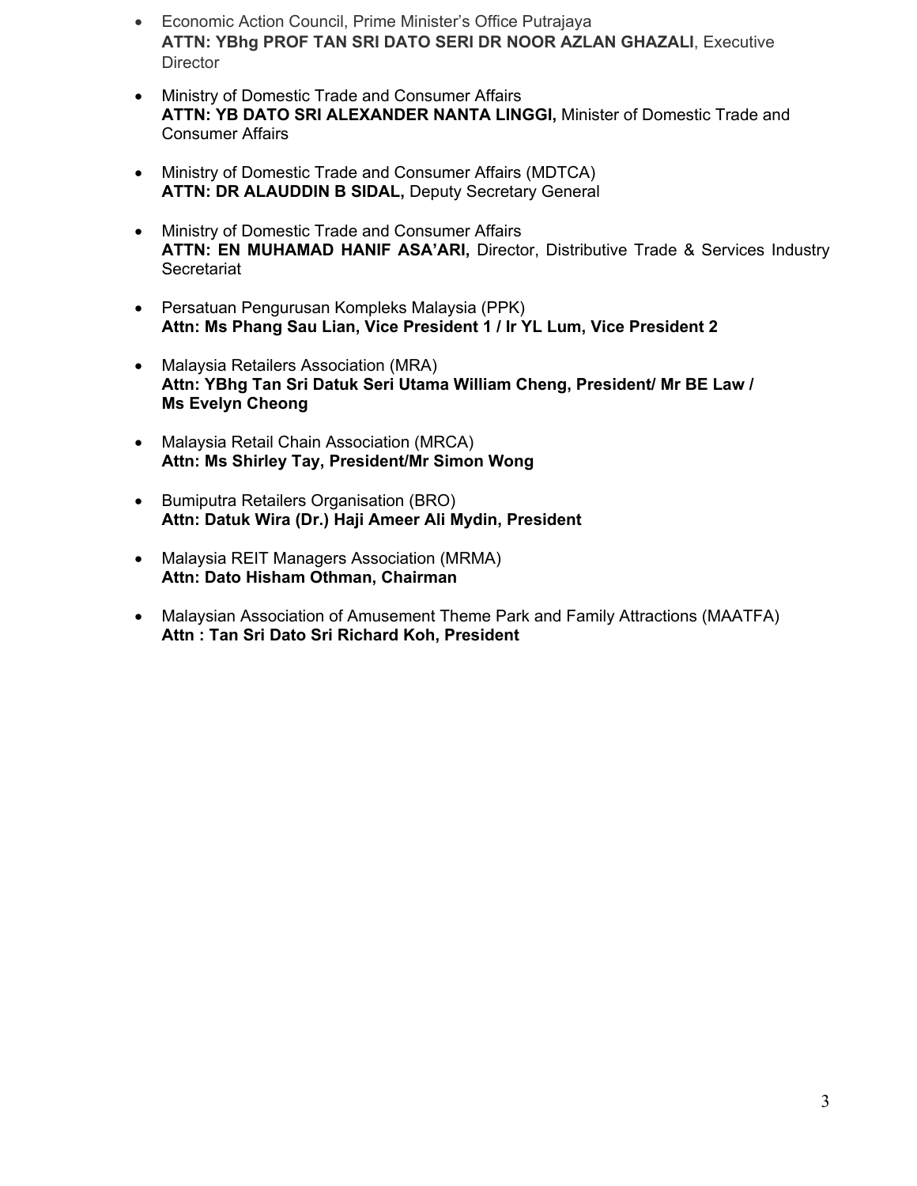- Economic Action Council, Prime Minister's Office Putrajaya
  **ATTN: YBhg PROF TAN SRI DATO SERI DR NOOR AZLAN GHAZALI**, Executive Director

- Ministry of Domestic Trade and Consumer Affairs
  **ATTN: YB DATO SRI ALEXANDER NANTA LINGGI,** Minister of Domestic Trade and Consumer Affairs

- Ministry of Domestic Trade and Consumer Affairs (MDTCA)
  **ATTN: DR ALAUDDIN B SIDAL,** Deputy Secretary General

- Ministry of Domestic Trade and Consumer Affairs
  **ATTN: EN MUHAMAD HANIF ASA'ARI,** Director, Distributive Trade & Services Industry Secretariat

- Persatuan Pengurusan Kompleks Malaysia (PPK)
  **Attn: Ms Phang Sau Lian, Vice President 1 / Ir YL Lum, Vice President 2**

- Malaysia Retailers Association (MRA)
  **Attn: YBhg Tan Sri Datuk Seri Utama William Cheng, President/ Mr BE Law / Ms Evelyn Cheong**

- Malaysia Retail Chain Association (MRCA)
  **Attn: Ms Shirley Tay, President/Mr Simon Wong**

- Bumiputra Retailers Organisation (BRO)
  **Attn: Datuk Wira (Dr.) Haji Ameer Ali Mydin, President**

- Malaysia REIT Managers Association (MRMA)
  **Attn: Dato Hisham Othman, Chairman**

- Malaysian Association of Amusement Theme Park and Family Attractions (MAATFA)
  **Attn : Tan Sri Dato Sri Richard Koh, President**